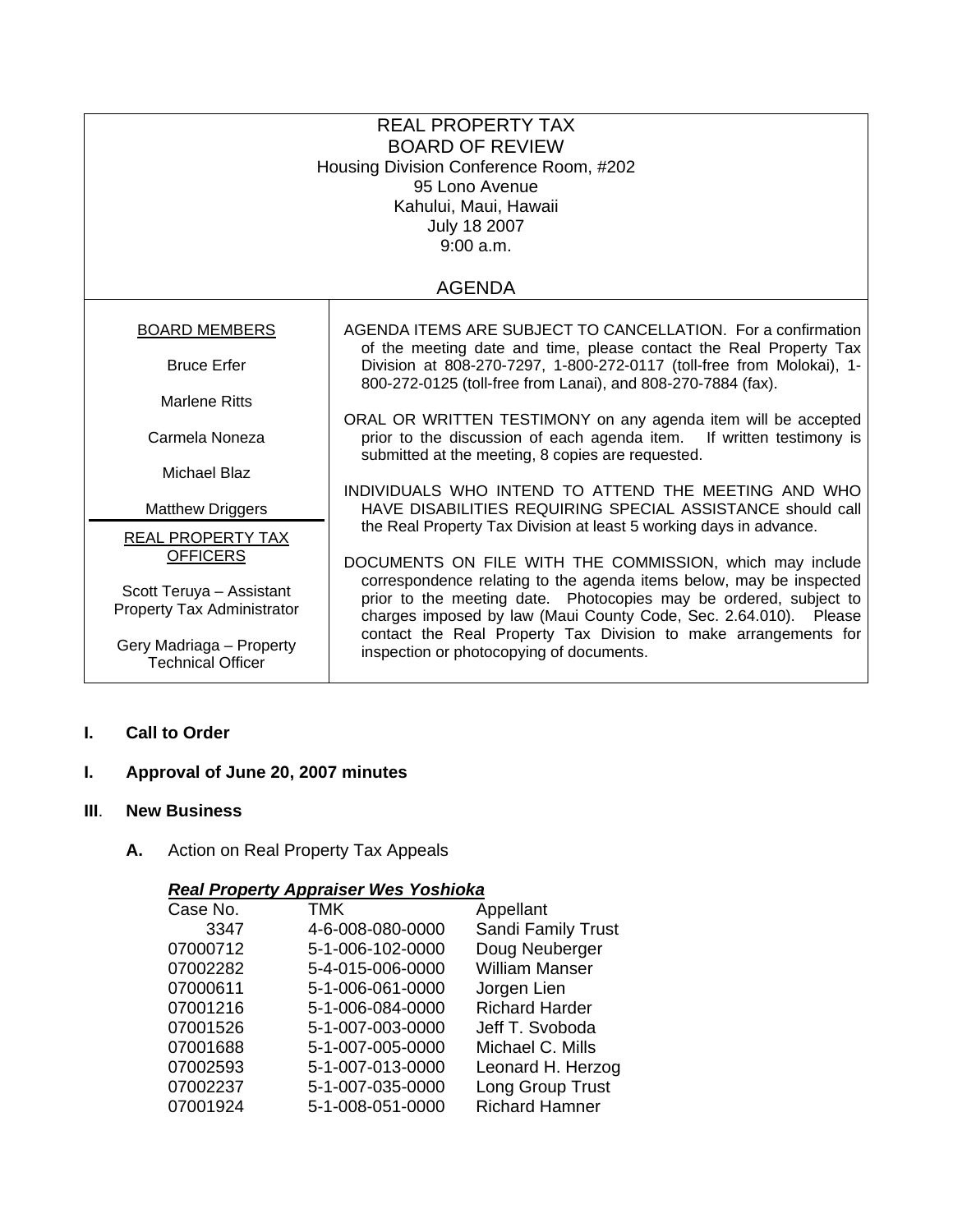REAL PROPERTY TAX
BOARD OF REVIEW
Housing Division Conference Room, #202
95 Lono Avenue
Kahului, Maui, Hawaii
July 18 2007
9:00 a.m.

AGENDA

| BOARD MEMBERS | |
|---|---|
| Bruce Erfer<br>Marlene Ritts<br>Carmela Noneza<br>Michael Blaz<br>Matthew Driggers | AGENDA ITEMS ARE SUBJECT TO CANCELLATION. For a confirmation of the meeting date and time, please contact the Real Property Tax Division at 808-270-7297, 1-800-272-0117 (toll-free from Molokai), 1-800-272-0125 (toll-free from Lanai), and 808-270-7884 (fax).<br><br>ORAL OR WRITTEN TESTIMONY on any agenda item will be accepted prior to the discussion of each agenda item. If written testimony is submitted at the meeting, 8 copies are requested.<br><br>INDIVIDUALS WHO INTEND TO ATTEND THE MEETING AND WHO HAVE DISABILITIES REQUIRING SPECIAL ASSISTANCE should call the Real Property Tax Division at least 5 working days in advance. |
| REAL PROPERTY TAX OFFICERS<br><br>Scott Teruya – Assistant Property Tax Administrator<br><br>Gery Madriaga – Property Technical Officer | DOCUMENTS ON FILE WITH THE COMMISSION, which may include correspondence relating to the agenda items below, may be inspected prior to the meeting date. Photocopies may be ordered, subject to charges imposed by law (Maui County Code, Sec. 2.64.010). Please contact the Real Property Tax Division to make arrangements for inspection or photocopying of documents. |

**I. Call to Order**

**I. Approval of June 20, 2007 minutes**

**III. New Business**

**A.** Action on Real Property Tax Appeals

***Real Property Appraiser Wes Yoshioka***

| Case No. | TMK | Appellant |
|---|---|---|
| 3347 | 4-6-008-080-0000 | Sandi Family Trust |
| 07000712 | 5-1-006-102-0000 | Doug Neuberger |
| 07002282 | 5-4-015-006-0000 | William Manser |
| 07000611 | 5-1-006-061-0000 | Jorgen Lien |
| 07001216 | 5-1-006-084-0000 | Richard Harder |
| 07001526 | 5-1-007-003-0000 | Jeff T. Svoboda |
| 07001688 | 5-1-007-005-0000 | Michael C. Mills |
| 07002593 | 5-1-007-013-0000 | Leonard H. Herzog |
| 07002237 | 5-1-007-035-0000 | Long Group Trust |
| 07001924 | 5-1-008-051-0000 | Richard Hamner |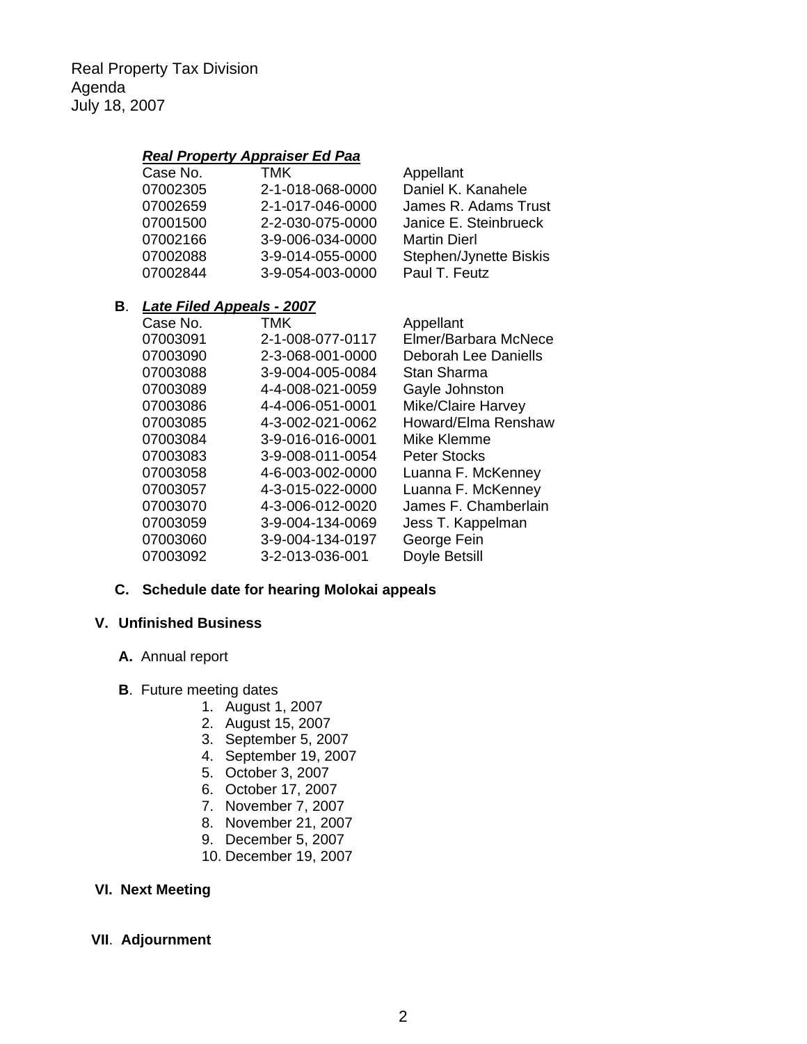Real Property Tax Division
Agenda
July 18, 2007

***Real Property Appraiser Ed Paa***

| Case No. | TMK | Appellant |
|---|---|---|
| 07002305 | 2-1-018-068-0000 | Daniel K. Kanahele |
| 07002659 | 2-1-017-046-0000 | James R. Adams Trust |
| 07001500 | 2-2-030-075-0000 | Janice E. Steinbrueck |
| 07002166 | 3-9-006-034-0000 | Martin Dierl |
| 07002088 | 3-9-014-055-0000 | Stephen/Jynette Biskis |
| 07002844 | 3-9-054-003-0000 | Paul T. Feutz |

**B**. ***Late Filed Appeals - 2007***

| Case No. | TMK | Appellant |
|---|---|---|
| 07003091 | 2-1-008-077-0117 | Elmer/Barbara McNece |
| 07003090 | 2-3-068-001-0000 | Deborah Lee Daniells |
| 07003088 | 3-9-004-005-0084 | Stan Sharma |
| 07003089 | 4-4-008-021-0059 | Gayle Johnston |
| 07003086 | 4-4-006-051-0001 | Mike/Claire Harvey |
| 07003085 | 4-3-002-021-0062 | Howard/Elma Renshaw |
| 07003084 | 3-9-016-016-0001 | Mike Klemme |
| 07003083 | 3-9-008-011-0054 | Peter Stocks |
| 07003058 | 4-6-003-002-0000 | Luanna F. McKenney |
| 07003057 | 4-3-015-022-0000 | Luanna F. McKenney |
| 07003070 | 4-3-006-012-0020 | James F. Chamberlain |
| 07003059 | 3-9-004-134-0069 | Jess T. Kappelman |
| 07003060 | 3-9-004-134-0197 | George Fein |
| 07003092 | 3-2-013-036-001 | Doyle Betsill |

**C. Schedule date for hearing Molokai appeals**

**V. Unfinished Business**

**A.** Annual report

**B**. Future meeting dates

1. August 1, 2007
2. August 15, 2007
3. September 5, 2007
4. September 19, 2007
5. October 3, 2007
6. October 17, 2007
7. November 7, 2007
8. November 21, 2007
9. December 5, 2007
10. December 19, 2007

**VI. Next Meeting**

**VII. Adjournment**